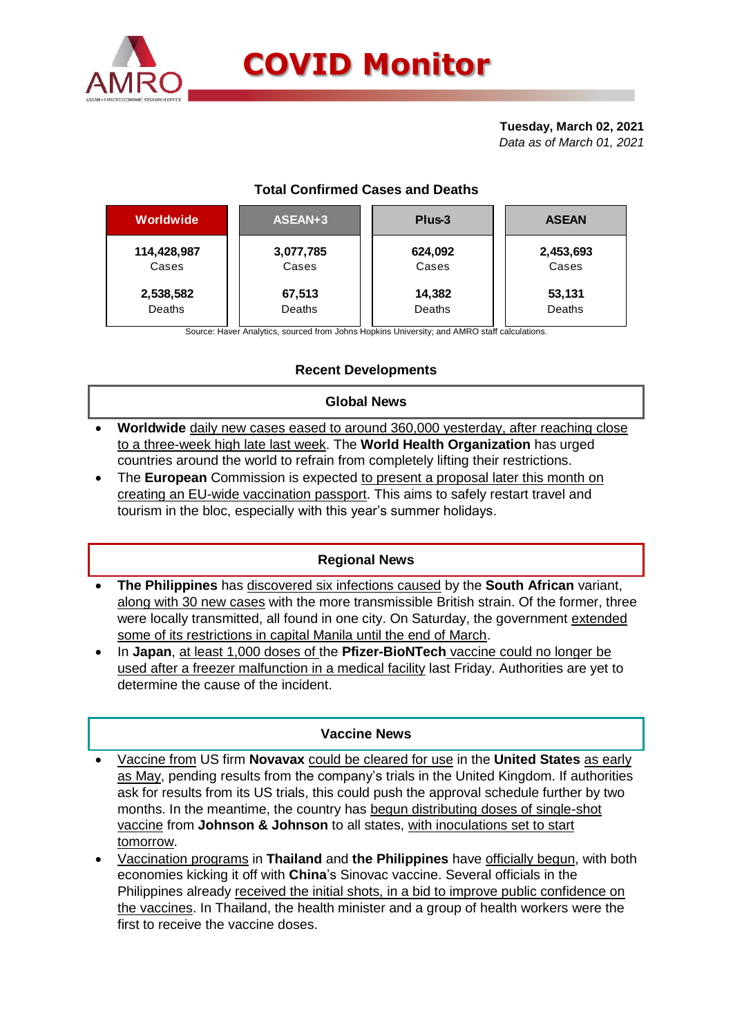# COVID Monitor

**Tuesday, March 02, 2021**
*Data as of March 01, 2021*

## Total Confirmed Cases and Deaths

| Worldwide | ASEAN+3 | Plus-3 | ASEAN |
|---|---|---|---|
| 114,428,987 Cases | 3,077,785 Cases | 624,092 Cases | 2,453,693 Cases |
| 2,538,582 Deaths | 67,513 Deaths | 14,382 Deaths | 53,131 Deaths |

Source: Haver Analytics, sourced from Johns Hopkins University; and AMRO staff calculations.

## Recent Developments

### Global News

- **Worldwide** daily new cases eased to around 360,000 yesterday, after reaching close to a three-week high late last week. The **World Health Organization** has urged countries around the world to refrain from completely lifting their restrictions.
- The **European** Commission is expected to present a proposal later this month on creating an EU-wide vaccination passport. This aims to safely restart travel and tourism in the bloc, especially with this year's summer holidays.

### Regional News

- **The Philippines** has discovered six infections caused by the **South African** variant, along with 30 new cases with the more transmissible British strain. Of the former, three were locally transmitted, all found in one city. On Saturday, the government extended some of its restrictions in capital Manila until the end of March.
- In **Japan**, at least 1,000 doses of the **Pfizer-BioNTech** vaccine could no longer be used after a freezer malfunction in a medical facility last Friday. Authorities are yet to determine the cause of the incident.

### Vaccine News

- Vaccine from US firm **Novavax** could be cleared for use in the **United States** as early as May, pending results from the company's trials in the United Kingdom. If authorities ask for results from its US trials, this could push the approval schedule further by two months. In the meantime, the country has begun distributing doses of single-shot vaccine from **Johnson & Johnson** to all states, with inoculations set to start tomorrow.
- Vaccination programs in **Thailand** and **the Philippines** have officially begun, with both economies kicking it off with **China**'s Sinovac vaccine. Several officials in the Philippines already received the initial shots, in a bid to improve public confidence on the vaccines. In Thailand, the health minister and a group of health workers were the first to receive the vaccine doses.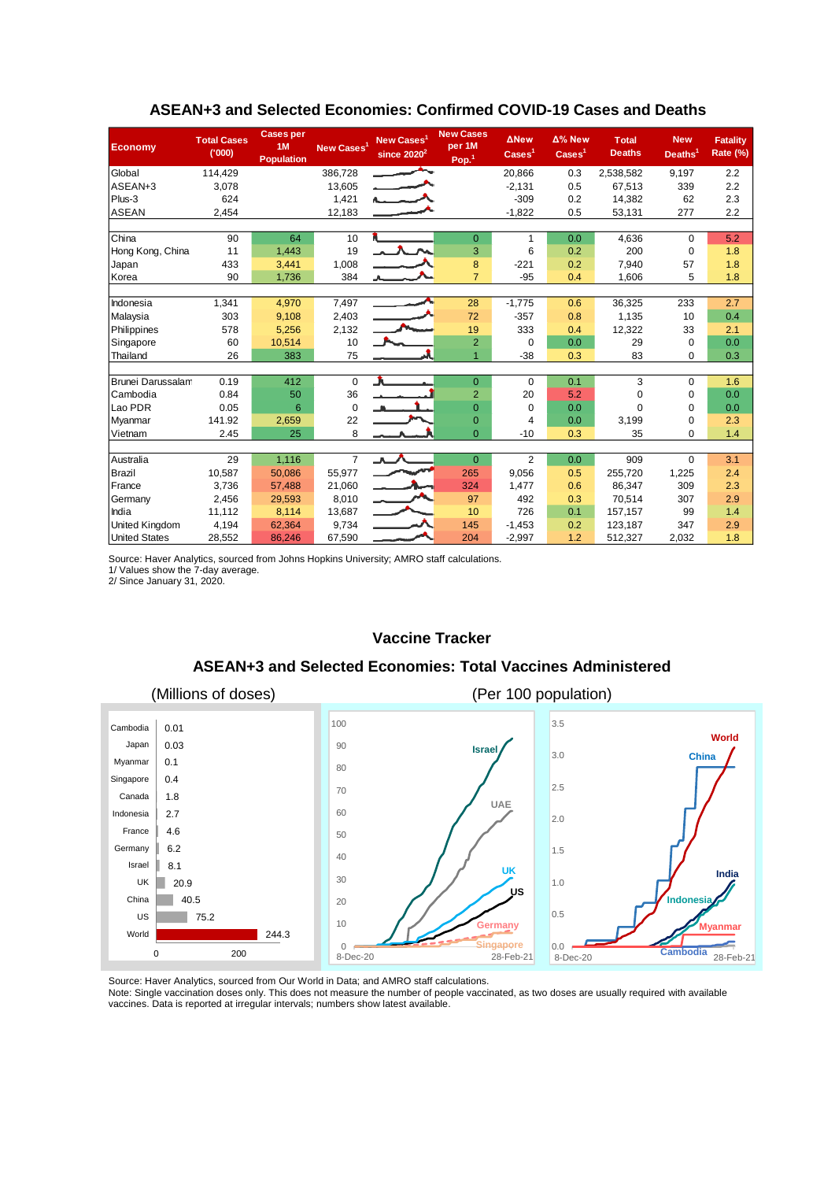## ASEAN+3 and Selected Economies: Confirmed COVID-19 Cases and Deaths

| Economy | Total Cases ('000) | Cases per 1M Population | New Cases[1] | New Cases[1] since 2020[2] | New Cases per 1M Pop.[1] | ΔNew Cases[1] | Δ% New Cases[1] | Total Deaths | New Deaths[1] | Fatality Rate (%) |
|---|---|---|---|---|---|---|---|---|---|---|
| Global | 114,429 | | 386,728 | | | 20,866 | 0.3 | 2,538,582 | 9,197 | 2.2 |
| ASEAN+3 | 3,078 | | 13,605 | | | -2,131 | 0.5 | 67,513 | 339 | 2.2 |
| Plus-3 | 624 | | 1,421 | | | -309 | 0.2 | 14,382 | 62 | 2.3 |
| ASEAN | 2,454 | | 12,183 | | | -1,822 | 0.5 | 53,131 | 277 | 2.2 |
| | | | | | | | | | | |
| China | 90 | 64 | 10 | | 0 | 1 | 0.0 | 4,636 | 0 | 5.2 |
| Hong Kong, China | 11 | 1,443 | 19 | | 3 | 6 | 0.2 | 200 | 0 | 1.8 |
| Japan | 433 | 3,441 | 1,008 | | 8 | -221 | 0.2 | 7,940 | 57 | 1.8 |
| Korea | 90 | 1,736 | 384 | | 7 | -95 | 0.4 | 1,606 | 5 | 1.8 |
| | | | | | | | | | | |
| Indonesia | 1,341 | 4,970 | 7,497 | | 28 | -1,775 | 0.6 | 36,325 | 233 | 2.7 |
| Malaysia | 303 | 9,108 | 2,403 | | 72 | -357 | 0.8 | 1,135 | 10 | 0.4 |
| Philippines | 578 | 5,256 | 2,132 | | 19 | 333 | 0.4 | 12,322 | 33 | 2.1 |
| Singapore | 60 | 10,514 | 10 | | 2 | 0 | 0.0 | 29 | 0 | 0.0 |
| Thailand | 26 | 383 | 75 | | 1 | -38 | 0.3 | 83 | 0 | 0.3 |
| | | | | | | | | | | |
| Brunei Darussalam | 0.19 | 412 | 0 | | 0 | 0 | 0.1 | 3 | 0 | 1.6 |
| Cambodia | 0.84 | 50 | 36 | | 2 | 20 | 5.2 | 0 | 0 | 0.0 |
| Lao PDR | 0.05 | 6 | 0 | | 0 | 0 | 0.0 | 0 | 0 | 0.0 |
| Myanmar | 141.92 | 2,659 | 22 | | 0 | 4 | 0.0 | 3,199 | 0 | 2.3 |
| Vietnam | 2.45 | 25 | 8 | | 0 | -10 | 0.3 | 35 | 0 | 1.4 |
| | | | | | | | | | | |
| Australia | 29 | 1,116 | 7 | | 0 | 2 | 0.0 | 909 | 0 | 3.1 |
| Brazil | 10,587 | 50,086 | 55,977 | | 265 | 9,056 | 0.5 | 255,720 | 1,225 | 2.4 |
| France | 3,736 | 57,488 | 21,060 | | 324 | 1,477 | 0.6 | 86,347 | 309 | 2.3 |
| Germany | 2,456 | 29,593 | 8,010 | | 97 | 492 | 0.3 | 70,514 | 307 | 2.9 |
| India | 11,112 | 8,114 | 13,687 | | 10 | 726 | 0.1 | 157,157 | 99 | 1.4 |
| United Kingdom | 4,194 | 62,364 | 9,734 | | 145 | -1,453 | 0.2 | 123,187 | 347 | 2.9 |
| United States | 28,552 | 86,246 | 67,590 | | 204 | -2,997 | 1.2 | 512,327 | 2,032 | 1.8 |

Source: Haver Analytics, sourced from Johns Hopkins University; AMRO staff calculations.
1/ Values show the 7-day average.
2/ Since January 31, 2020.

## Vaccine Tracker

### ASEAN+3 and Selected Economies: Total Vaccines Administered

(Millions of doses)

Cambodia 0.01
Japan 0.03
Myanmar 0.1
Singapore 0.4
Canada 1.8
Indonesia 2.7
France 4.6
Germany 6.2
Israel 8.1
UK 20.9
China 40.5
US 75.2
World 244.3

0 200

(Per 100 population)

100 90 80 70 60 50 40 30 20 10 0
Israel
UAE
UK
US
Germany
Singapore
8-Dec-20 28-Feb-21

3.5 3.0 2.5 2.0 1.5 1.0 0.5 0.0
World
China
India
Indonesia
Myanmar
Cambodia
8-Dec-20 28-Feb-21

Source: Haver Analytics, sourced from Our World in Data; and AMRO staff calculations.
Note: Single vaccination doses only. This does not measure the number of people vaccinated, as two doses are usually required with available vaccines. Data is reported at irregular intervals; numbers show latest available.